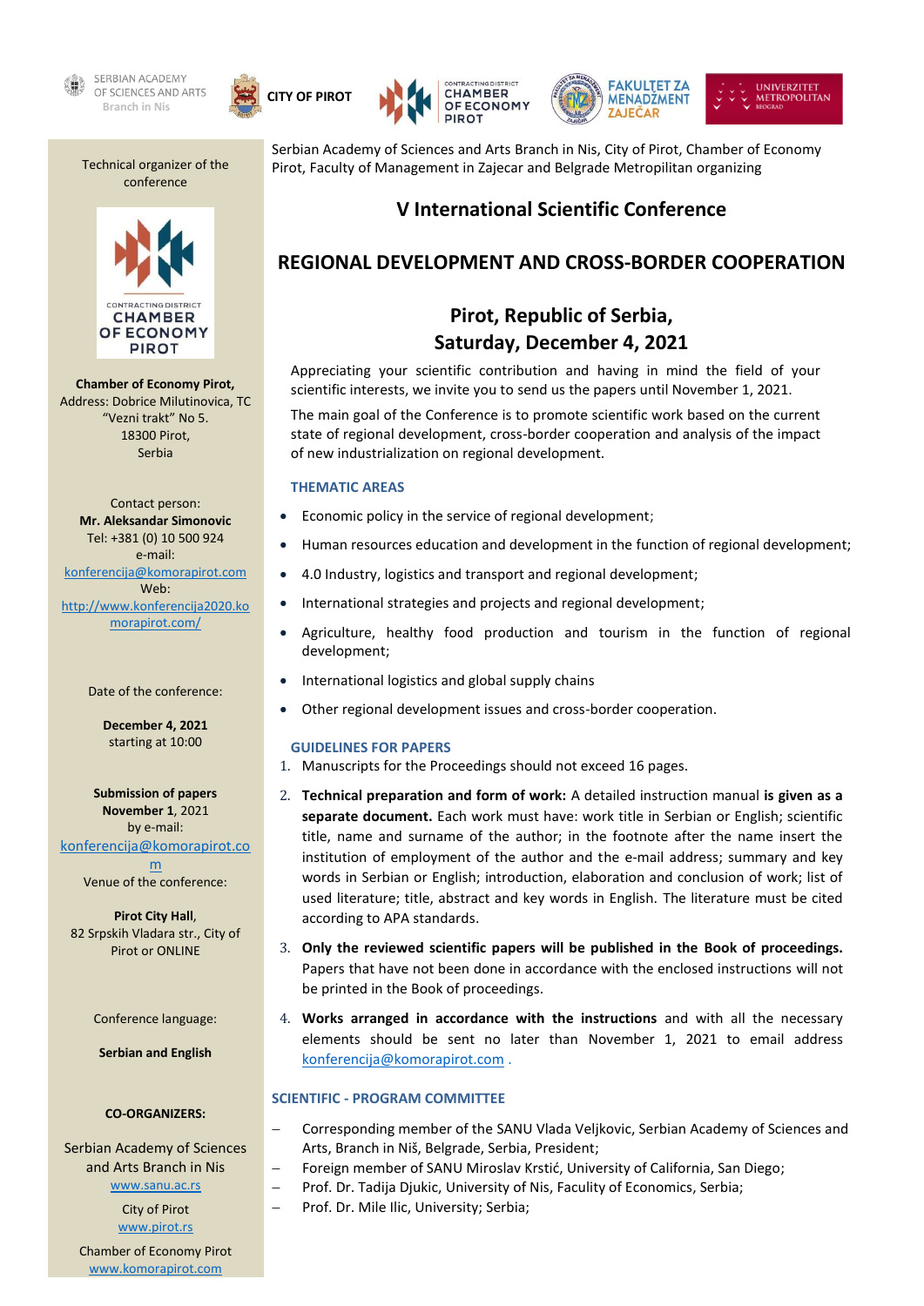SERBIAN ACADEMY OF SCIENCES AND ARTS Branch in Nis | CITY OF PIROT | CONTRACTING DISTRICT CHAMBER OF ECONOMY PIROT | FAKULTET ZA MENADŽMENT ZAJEČAR | UNIVERZITET METROPOLITAN BEOGRAD

Serbian Academy of Sciences and Arts Branch in Nis, City of Pirot, Chamber of Economy Pirot, Faculty of Management in Zajecar and Belgrade Metropilitan organizing

# V International Scientific Conference

# REGIONAL DEVELOPMENT AND CROSS-BORDER COOPERATION

## Pirot, Republic of Serbia, Saturday, December 4, 2021

Appreciating your scientific contribution and having in mind the field of your scientific interests, we invite you to send us the papers until November 1, 2021.

The main goal of the Conference is to promote scientific work based on the current state of regional development, cross-border cooperation and analysis of the impact of new industrialization on regional development.

### THEMATIC AREAS

- Economic policy in the service of regional development;
- Human resources education and development in the function of regional development;
- 4.0 Industry, logistics and transport and regional development;
- International strategies and projects and regional development;
- Agriculture, healthy food production and tourism in the function of regional development;
- International logistics and global supply chains
- Other regional development issues and cross-border cooperation.

### GUIDELINES FOR PAPERS

1. Manuscripts for the Proceedings should not exceed 16 pages.
2. **Technical preparation and form of work:** A detailed instruction manual **is given as a separate document.** Each work must have: work title in Serbian or English; scientific title, name and surname of the author; in the footnote after the name insert the institution of employment of the author and the e-mail address; summary and key words in Serbian or English; introduction, elaboration and conclusion of work; list of used literature; title, abstract and key words in English. The literature must be cited according to APA standards.
3. **Only the reviewed scientific papers will be published in the Book of proceedings.** Papers that have not been done in accordance with the enclosed instructions will not be printed in the Book of proceedings.
4. **Works arranged in accordance with the instructions** and with all the necessary elements should be sent no later than November 1, 2021 to email address konferencija@komorapirot.com .

### SCIENTIFIC - PROGRAM COMMITTEE

- Corresponding member of the SANU Vlada Veljkovic, Serbian Academy of Sciences and Arts, Branch in Niš, Belgrade, Serbia, President;
- Foreign member of SANU Miroslav Krstić, University of California, San Diego;
- Prof. Dr. Tadija Djukic, University of Nis, Faculty of Economics, Serbia;
- Prof. Dr. Mile Ilic, University; Serbia;

---

Technical organizer of the conference

CONTRACTING DISTRICT CHAMBER OF ECONOMY PIROT

**Chamber of Economy Pirot,**
Address: Dobrice Milutinovica, TC "Vezni trakt" No 5.
18300 Pirot,
Serbia

Contact person:
**Mr. Aleksandar Simonovic**
Tel: +381 (0) 10 500 924
e-mail:
konferencija@komorapirot.com
Web:
http://www.konferencija2020.komorapirot.com/

Date of the conference:

**December 4, 2021**
starting at 10:00

**Submission of papers**
**November 1**, 2021
by e-mail:
konferencija@komorapirot.com

Venue of the conference:

**Pirot City Hall**,
82 Srpskih Vladara str., City of Pirot or ONLINE

Conference language:

**Serbian and English**

**CO-ORGANIZERS:**

Serbian Academy of Sciences and Arts Branch in Nis
www.sanu.ac.rs

City of Pirot
www.pirot.rs

Chamber of Economy Pirot
www.komorapirot.com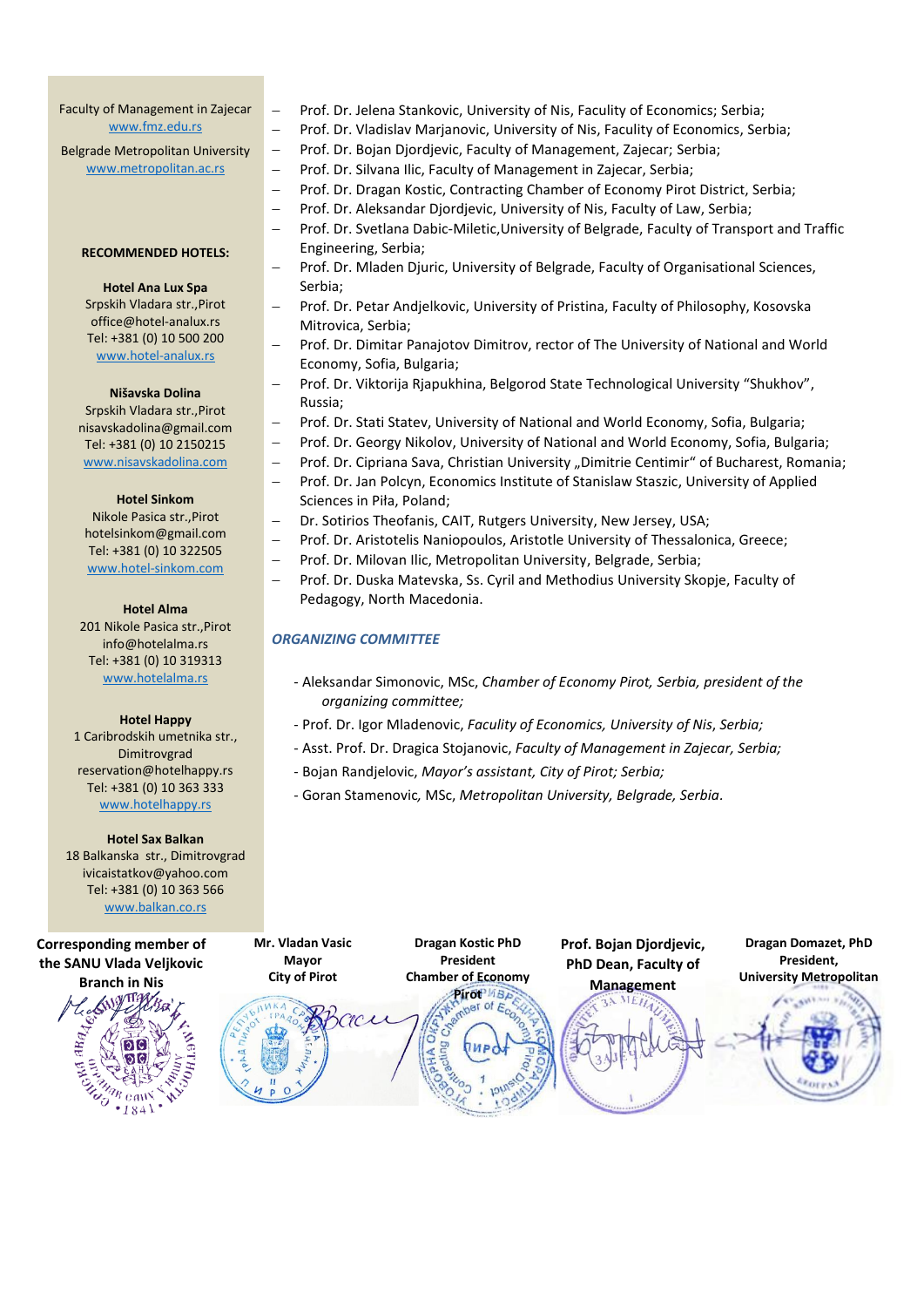Faculty of Management in Zajecar
www.fmz.edu.rs

Belgrade Metropolitan University
www.metropolitan.ac.rs

**RECOMMENDED HOTELS:**

**Hotel Ana Lux Spa**
Srpskih Vladara str.,Pirot
office@hotel-analux.rs
Tel: +381 (0) 10 500 200
www.hotel-analux.rs

**Nišavska Dolina**
Srpskih Vladara str.,Pirot
nisavskadolina@gmail.com
Tel: +381 (0) 10 2150215
www.nisavskadolina.com

**Hotel Sinkom**
Nikole Pasica str.,Pirot
hotelsinkom@gmail.com
Tel: +381 (0) 10 322505
www.hotel-sinkom.com

**Hotel Alma**
201 Nikole Pasica str.,Pirot
info@hotelalma.rs
Tel: +381 (0) 10 319313
www.hotelalma.rs

**Hotel Happy**
1 Caribrodskih umetnika str., Dimitrovgrad
reservation@hotelhappy.rs
Tel: +381 (0) 10 363 333
www.hotelhappy.rs

**Hotel Sax Balkan**
18 Balkanska str., Dimitrovgrad
ivicaistatkov@yahoo.com
Tel: +381 (0) 10 363 566
www.balkan.co.rs

- Prof. Dr. Jelena Stankovic, University of Nis, Faculty of Economics; Serbia;
- Prof. Dr. Vladislav Marjanovic, University of Nis, Faculty of Economics, Serbia;
- Prof. Dr. Bojan Djordjevic, Faculty of Management, Zajecar; Serbia;
- Prof. Dr. Silvana Ilic, Faculty of Management in Zajecar, Serbia;
- Prof. Dr. Dragan Kostic, Contracting Chamber of Economy Pirot District, Serbia;
- Prof. Dr. Aleksandar Djordjevic, University of Nis, Faculty of Law, Serbia;
- Prof. Dr. Svetlana Dabic-Miletic,University of Belgrade, Faculty of Transport and Traffic Engineering, Serbia;
- Prof. Dr. Mladen Djuric, University of Belgrade, Faculty of Organisational Sciences, Serbia;
- Prof. Dr. Petar Andjelkovic, University of Pristina, Faculty of Philosophy, Kosovska Mitrovica, Serbia;
- Prof. Dr. Dimitar Panajotov Dimitrov, rector of The University of National and World Economy, Sofia, Bulgaria;
- Prof. Dr. Viktorija Rjapukhina, Belgorod State Technological University "Shukhov", Russia;
- Prof. Dr. Stati Statev, University of National and World Economy, Sofia, Bulgaria;
- Prof. Dr. Georgy Nikolov, University of National and World Economy, Sofia, Bulgaria;
- Prof. Dr. Cipriana Sava, Christian University „Dimitrie Centimir" of Bucharest, Romania;
- Prof. Dr. Jan Polcyn, Economics Institute of Stanislaw Staszic, University of Applied Sciences in Piła, Poland;
- Dr. Sotirios Theofanis, CAIT, Rutgers University, New Jersey, USA;
- Prof. Dr. Aristotelis Naniopoulos, Aristotle University of Thessalonica, Greece;
- Prof. Dr. Milovan Ilic, Metropolitan University, Belgrade, Serbia;
- Prof. Dr. Duska Matevska, Ss. Cyril and Methodius University Skopje, Faculty of Pedagogy, North Macedonia.

***ORGANIZING COMMITTEE***

- Aleksandar Simonovic, MSc, *Chamber of Economy Pirot, Serbia, president of the organizing committee;*
- Prof. Dr. Igor Mladenovic, *Faculty of Economics, University of Nis, Serbia;*
- Asst. Prof. Dr. Dragica Stojanovic, *Faculty of Management in Zajecar, Serbia;*
- Bojan Randjelovic, *Mayor's assistant, City of Pirot; Serbia;*
- Goran Stamenovic, MSc, *Metropolitan University, Belgrade, Serbia*.

| | | | | |
|---|---|---|---|---|
| **Corresponding member of the SANU Vlada Veljkovic Branch in Nis** | **Mr. Vladan Vasic Mayor City of Pirot** | **Dragan Kostic PhD President Chamber of Economy Pirot** | **Prof. Bojan Djordjevic, PhD Dean, Faculty of Management** | **Dragan Domazet, PhD President, University Metropolitan** |